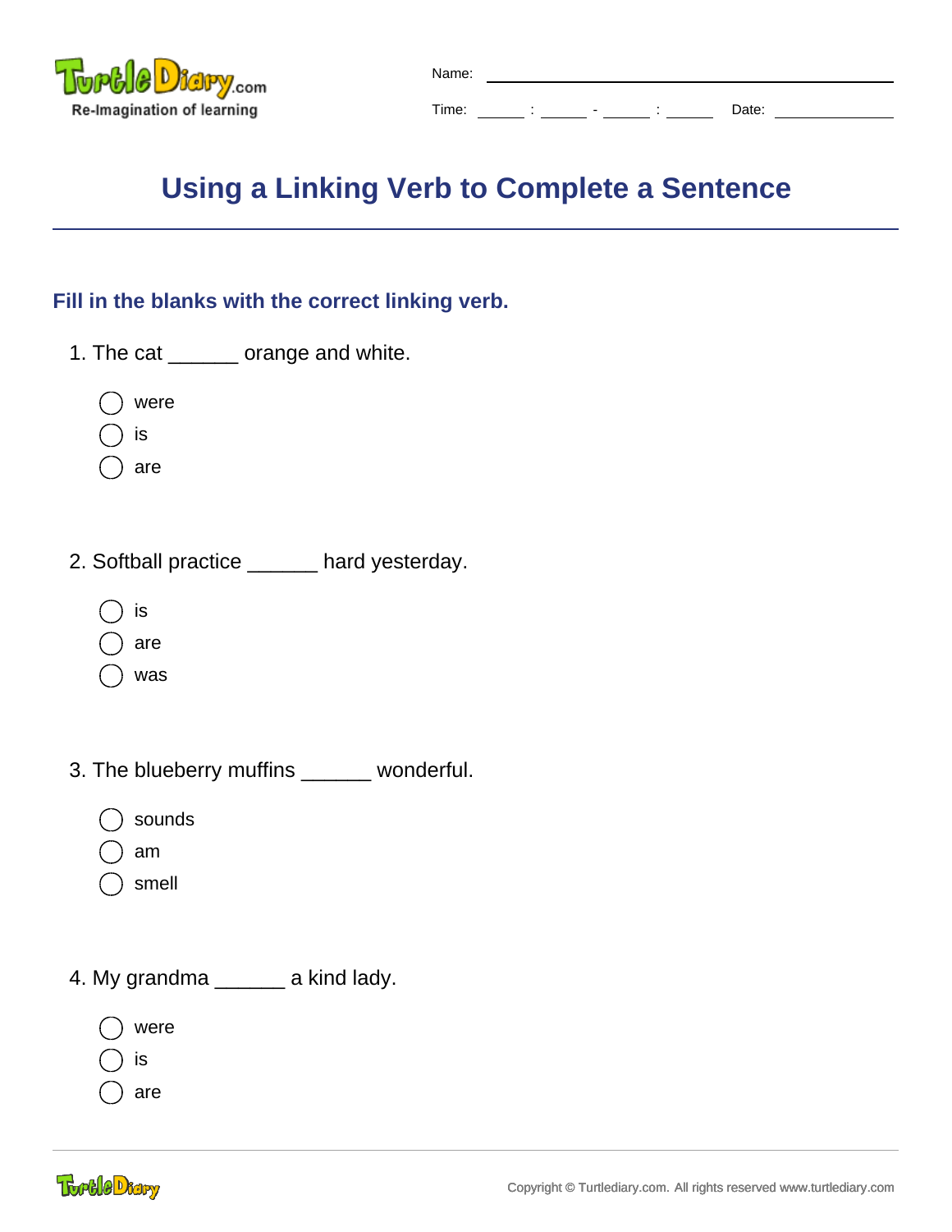Name: ______________________

Time: ______ : ______ - ______ : ______ Date: ____________

# Using a Linking Verb to Complete a Sentence

## Fill in the blanks with the correct linking verb.

1. The cat ______ orange and white.

- ◯ were
- ◯ is
- ◯ are

2. Softball practice ______ hard yesterday.

- ◯ is
- ◯ are
- ◯ was

3. The blueberry muffins ______ wonderful.

- ◯ sounds
- ◯ am
- ◯ smell

4. My grandma ______ a kind lady.

- ◯ were
- ◯ is
- ◯ are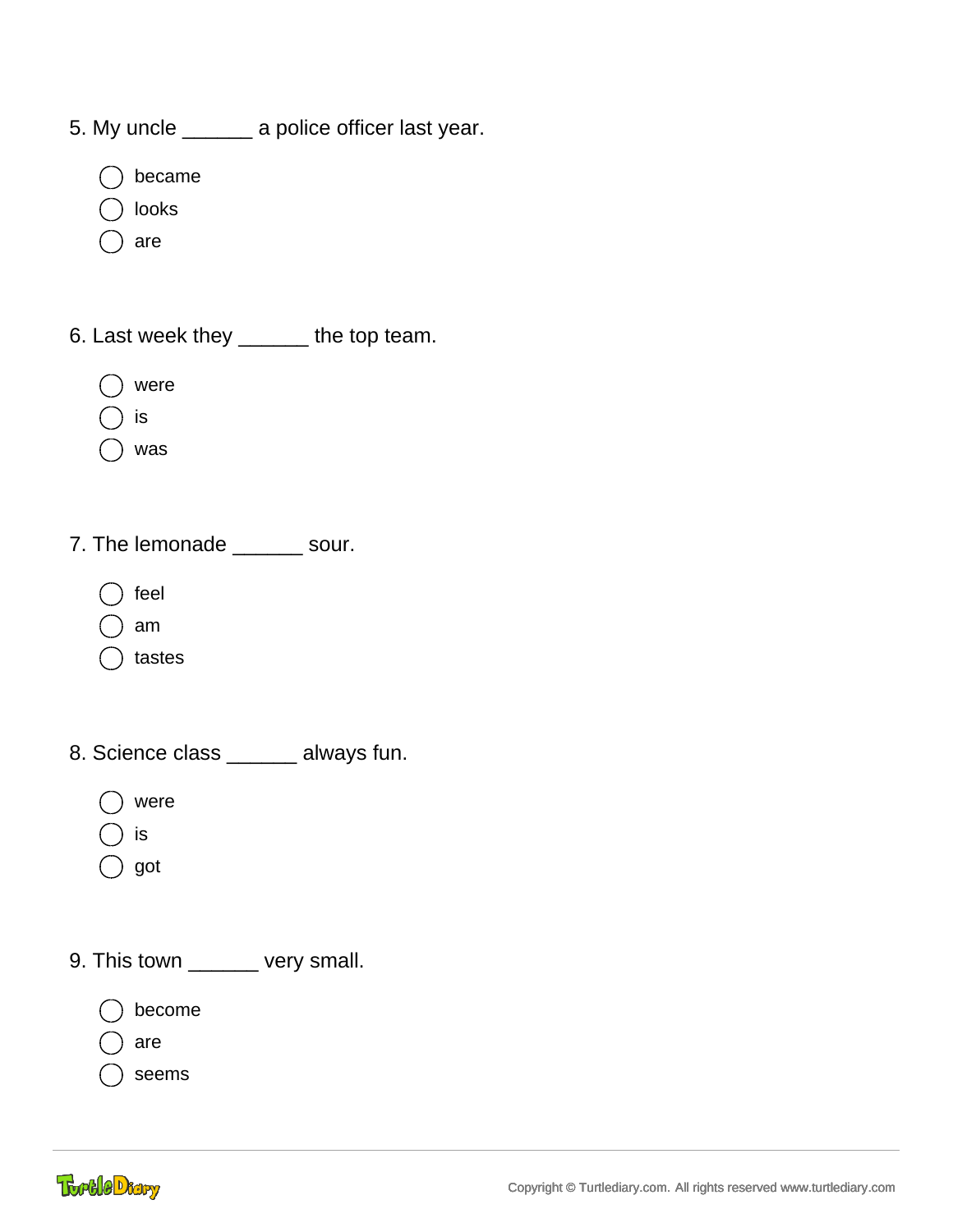5. My uncle ______ a police officer last year.

- ◯ became
- ◯ looks
- ◯ are

6. Last week they ______ the top team.

- ◯ were
- ◯ is
- ◯ was

7. The lemonade ______ sour.

- ◯ feel
- ◯ am
- ◯ tastes

8. Science class ______ always fun.

- ◯ were
- ◯ is
- ◯ got

9. This town ______ very small.

- ◯ become
- ◯ are
- ◯ seems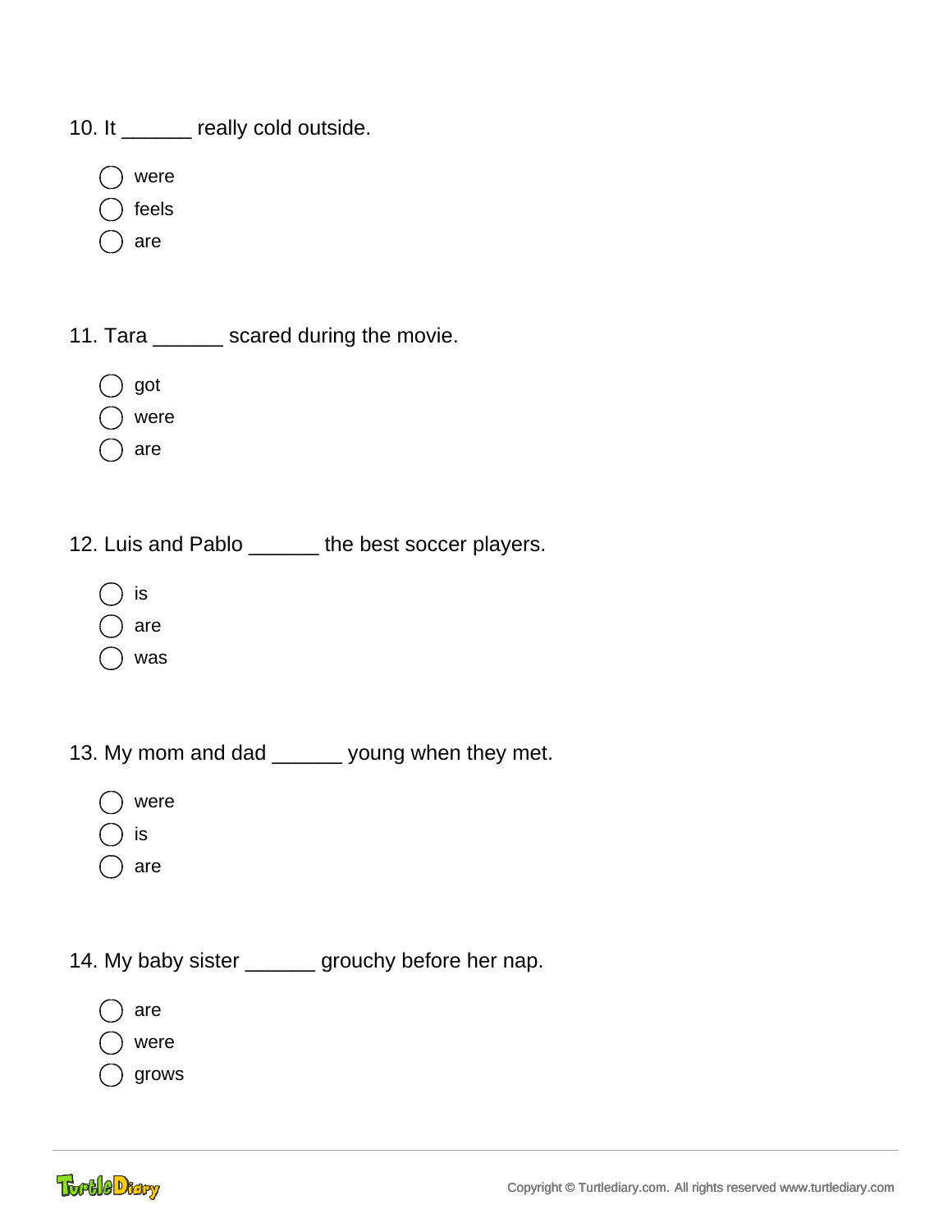10. It ______ really cold outside.

- were
- feels
- are

11. Tara ______ scared during the movie.

- got
- were
- are

12. Luis and Pablo ______ the best soccer players.

- is
- are
- was

13. My mom and dad ______ young when they met.

- were
- is
- are

14. My baby sister ______ grouchy before her nap.

- are
- were
- grows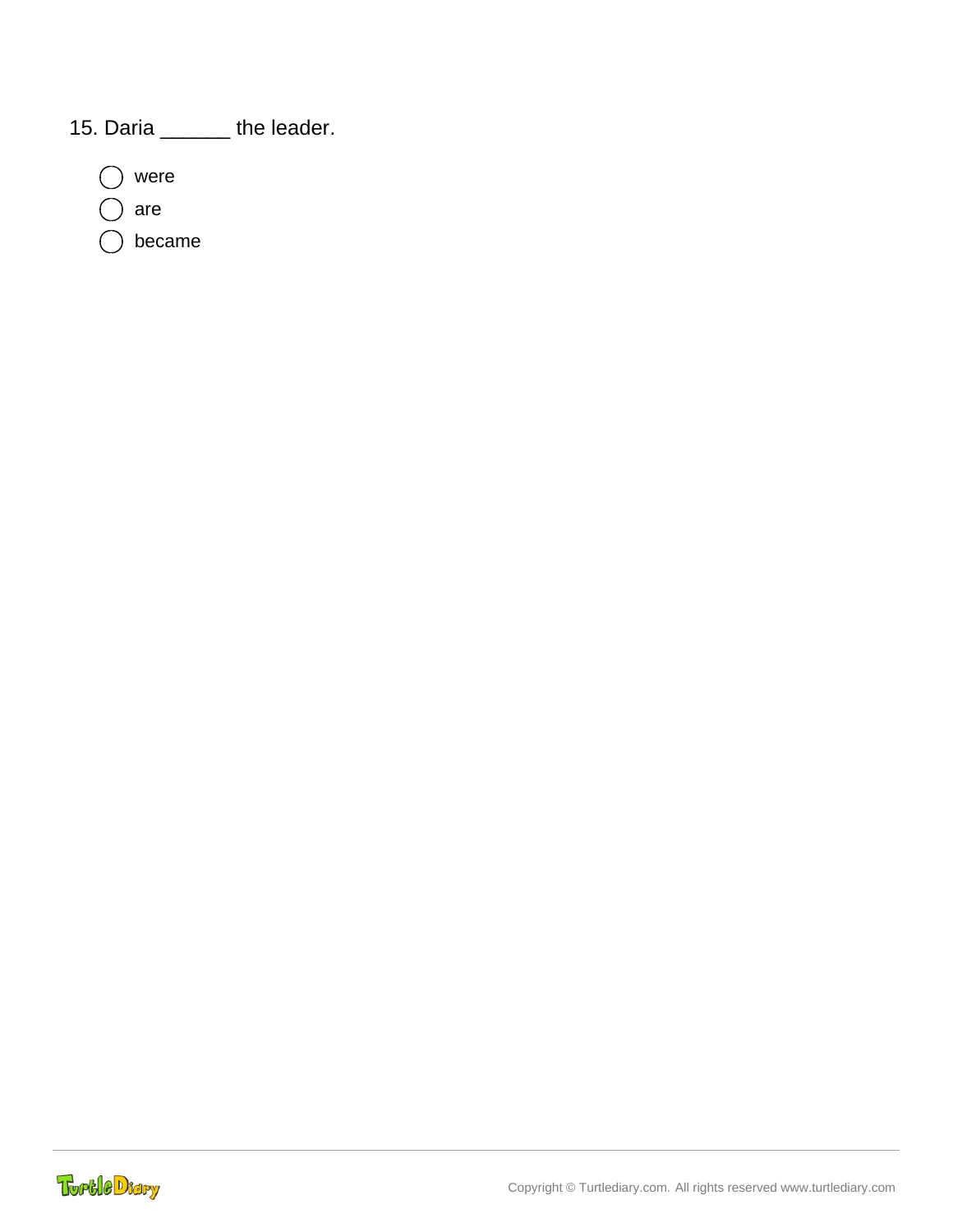15. Daria ______ the leader.

- were
- are
- became